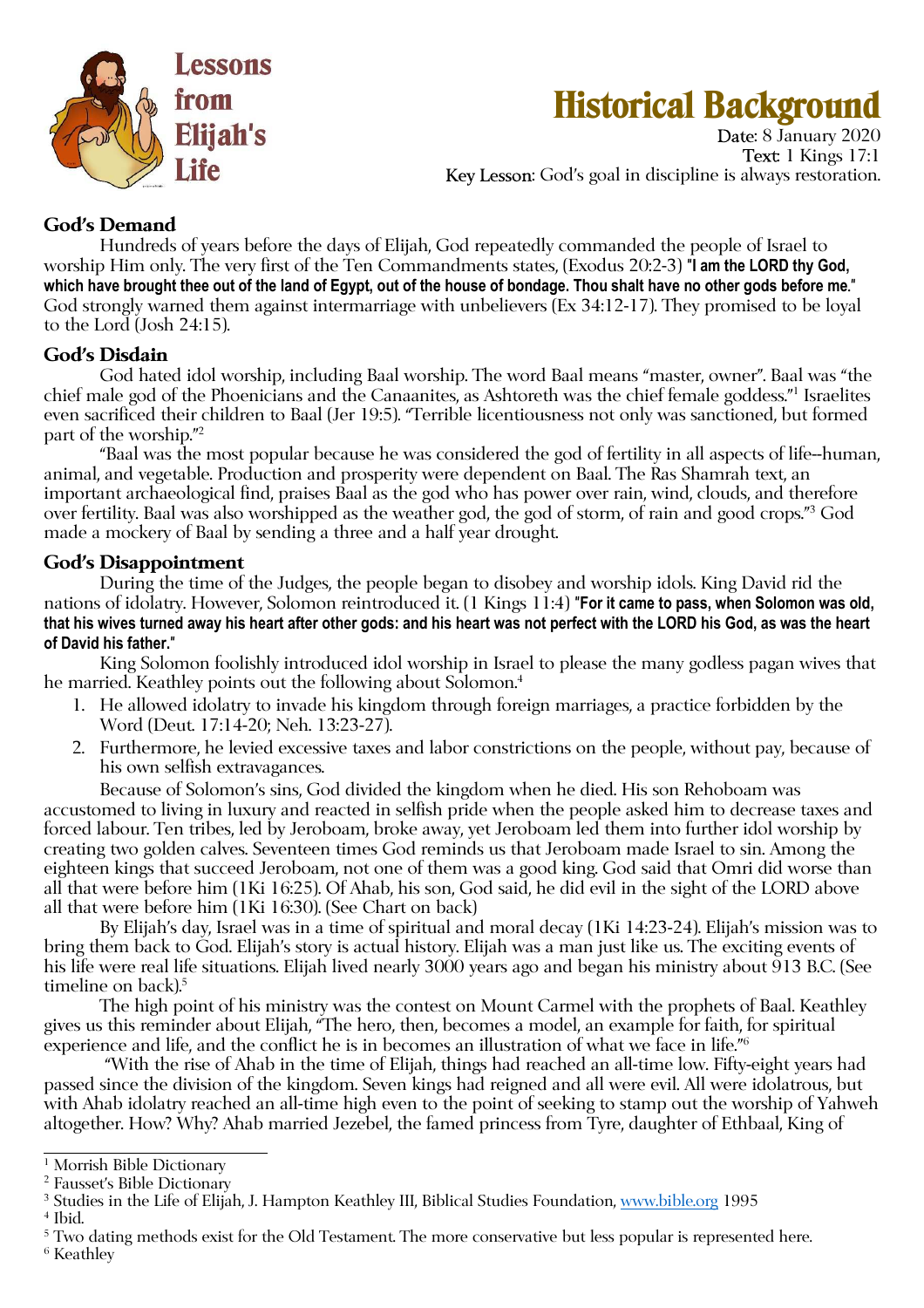# Lessons from Elijah's Life

# Historical Background

Date: 8 January 2020
Text: 1 Kings 17:1
Key Lesson: God's goal in discipline is always restoration.

## God's Demand

Hundreds of years before the days of Elijah, God repeatedly commanded the people of Israel to worship Him only. The very first of the Ten Commandments states, (Exodus 20:2-3) **"I am the LORD thy God, which have brought thee out of the land of Egypt, out of the house of bondage. Thou shalt have no other gods before me."** God strongly warned them against intermarriage with unbelievers (Ex 34:12-17). They promised to be loyal to the Lord (Josh 24:15).

## God's Disdain

God hated idol worship, including Baal worship. The word Baal means "master, owner". Baal was "the chief male god of the Phoenicians and the Canaanites, as Ashtoreth was the chief female goddess."[1] Israelites even sacrificed their children to Baal (Jer 19:5). "Terrible licentiousness not only was sanctioned, but formed part of the worship."[2]

"Baal was the most popular because he was considered the god of fertility in all aspects of life--human, animal, and vegetable. Production and prosperity were dependent on Baal. The Ras Shamrah text, an important archaeological find, praises Baal as the god who has power over rain, wind, clouds, and therefore over fertility. Baal was also worshipped as the weather god, the god of storm, of rain and good crops."[3] God made a mockery of Baal by sending a three and a half year drought.

## God's Disappointment

During the time of the Judges, the people began to disobey and worship idols. King David rid the nations of idolatry. However, Solomon reintroduced it. (1 Kings 11:4) **"For it came to pass, when Solomon was old, that his wives turned away his heart after other gods: and his heart was not perfect with the LORD his God, as was the heart of David his father."**

King Solomon foolishly introduced idol worship in Israel to please the many godless pagan wives that he married. Keathley points out the following about Solomon.[4]

1. He allowed idolatry to invade his kingdom through foreign marriages, a practice forbidden by the Word (Deut. 17:14-20; Neh. 13:23-27).
2. Furthermore, he levied excessive taxes and labor constrictions on the people, without pay, because of his own selfish extravagances.

Because of Solomon's sins, God divided the kingdom when he died. His son Rehoboam was accustomed to living in luxury and reacted in selfish pride when the people asked him to decrease taxes and forced labour. Ten tribes, led by Jeroboam, broke away, yet Jeroboam led them into further idol worship by creating two golden calves. Seventeen times God reminds us that Jeroboam made Israel to sin. Among the eighteen kings that succeed Jeroboam, not one of them was a good king. God said that Omri did worse than all that were before him (1Ki 16:25). Of Ahab, his son, God said, he did evil in the sight of the LORD above all that were before him (1Ki 16:30). (See Chart on back)

By Elijah's day, Israel was in a time of spiritual and moral decay (1Ki 14:23-24). Elijah's mission was to bring them back to God. Elijah's story is actual history. Elijah was a man just like us. The exciting events of his life were real life situations. Elijah lived nearly 3000 years ago and began his ministry about 913 B.C. (See timeline on back).[5]

The high point of his ministry was the contest on Mount Carmel with the prophets of Baal. Keathley gives us this reminder about Elijah, "The hero, then, becomes a model, an example for faith, for spiritual experience and life, and the conflict he is in becomes an illustration of what we face in life."[6]

"With the rise of Ahab in the time of Elijah, things had reached an all-time low. Fifty-eight years had passed since the division of the kingdom. Seven kings had reigned and all were evil. All were idolatrous, but with Ahab idolatry reached an all-time high even to the point of seeking to stamp out the worship of Yahweh altogether. How? Why? Ahab married Jezebel, the famed princess from Tyre, daughter of Ethbaal, King of

---

[1] Morrish Bible Dictionary
[2] Fausset's Bible Dictionary
[3] Studies in the Life of Elijah, J. Hampton Keathley III, Biblical Studies Foundation, www.bible.org 1995
[4] Ibid.
[5] Two dating methods exist for the Old Testament. The more conservative but less popular is represented here.
[6] Keathley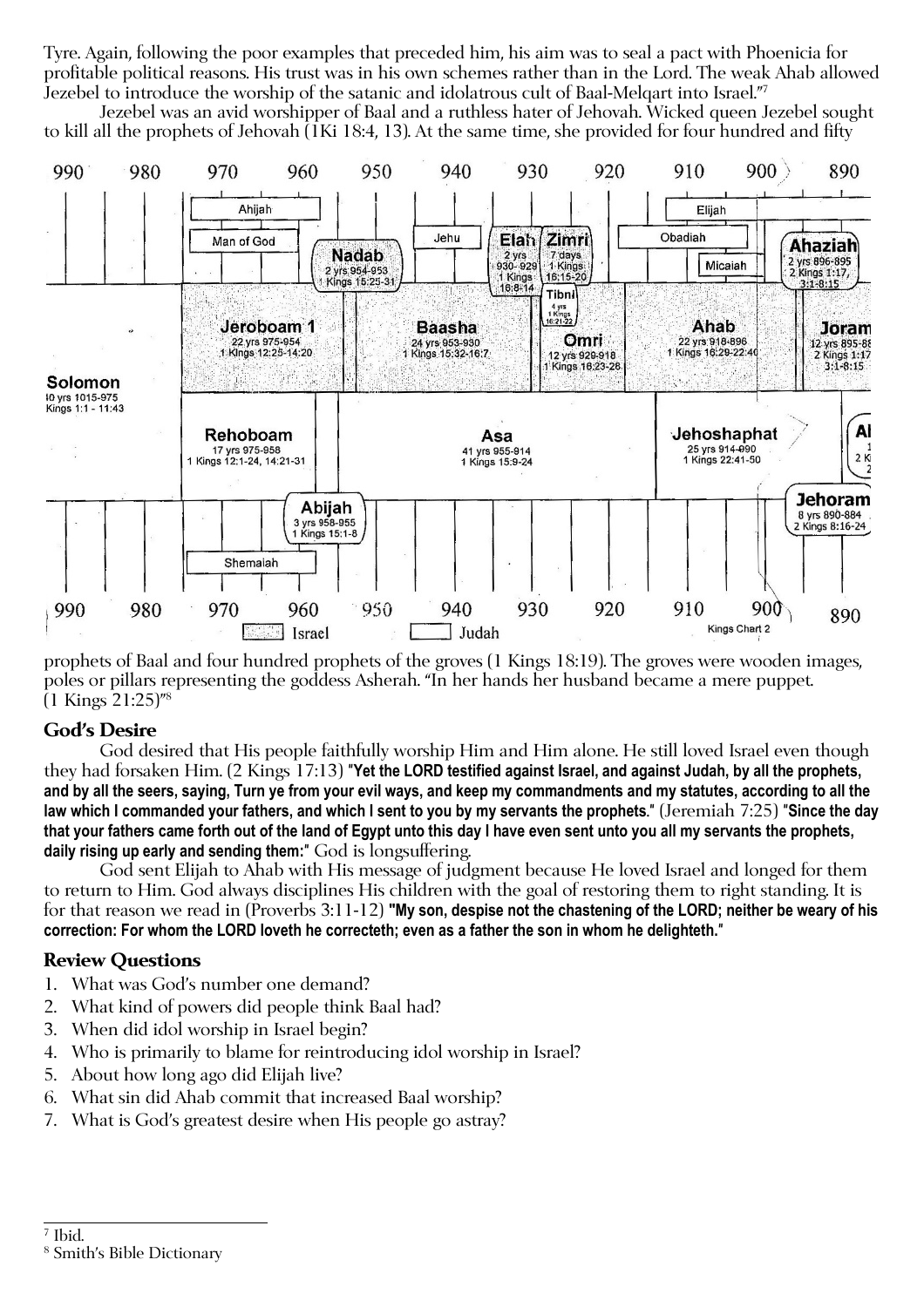Tyre. Again, following the poor examples that preceded him, his aim was to seal a pact with Phoenicia for profitable political reasons. His trust was in his own schemes rather than in the Lord. The weak Ahab allowed Jezebel to introduce the worship of the satanic and idolatrous cult of Baal-Melqart into Israel."[7]

Jezebel was an avid worshipper of Baal and a ruthless hater of Jehovah. Wicked queen Jezebel sought to kill all the prophets of Jehovah (1Ki 18:4, 13). At the same time, she provided for four hundred and fifty

990 980 970 960 950 940 930 920 910 900 890

Ahijah
Man of God
Nadab 2 yrs 954-953 1 Kings 15:25-31
Jehu
Elah 2 yrs 930-929 1 Kings 16:8-14
Zimri 7 days 1 Kings 16:15-20
Tibni 4 yrs 1 Kings 16:21-22
Elijah
Obadiah
Micaiah
Ahaziah 2 yrs 896-895 2 Kings 1:17, 3:1-8:15
Jeroboam 1 22 yrs 975-954 1 Kings 12:25-14:20
Baasha 24 yrs 953-930 1 Kings 15:32-16:7
Omri 12 yrs 929-918 1 Kings 16:23-28
Ahab 22 yrs 918-896 1 Kings 16:29-22:40
Joram 12 yrs 895-88 2 Kings 1:17 3:1-8:15
Solomon 40 yrs 1015-975 1 Kings 1:1 - 11:43
Rehoboam 17 yrs 975-958 1 Kings 12:1-24, 14:21-31
Asa 41 yrs 955-914 1 Kings 15:9-24
Jehoshaphat 25 yrs 914-890 1 Kings 22:41-50
Abijah 3 yrs 958-955 1 Kings 15:1-8
Jehoram 8 yrs 890-884 2 Kings 8:16-24
Shemaiah

990 980 970 960 950 940 930 920 910 900 890

Israel Judah

Kings Chart 2

prophets of Baal and four hundred prophets of the groves (1 Kings 18:19). The groves were wooden images, poles or pillars representing the goddess Asherah. "In her hands her husband became a mere puppet. (1 Kings 21:25)"[8]

### God's Desire

God desired that His people faithfully worship Him and Him alone. He still loved Israel even though they had forsaken Him. (2 Kings 17:13) "**Yet the LORD testified against Israel, and against Judah, by all the prophets, and by all the seers, saying, Turn ye from your evil ways, and keep my commandments and my statutes, according to all the law which I commanded your fathers, and which I sent to you by my servants the prophets**." (Jeremiah 7:25) "**Since the day that your fathers came forth out of the land of Egypt unto this day I have even sent unto you all my servants the prophets, daily rising up early and sending them:**" God is longsuffering.

God sent Elijah to Ahab with His message of judgment because He loved Israel and longed for them to return to Him. God always disciplines His children with the goal of restoring them to right standing. It is for that reason we read in (Proverbs 3:11-12) "**My son, despise not the chastening of the LORD; neither be weary of his correction: For whom the LORD loveth he correcteth; even as a father the son in whom he delighteth.**"

### Review Questions

1. What was God's number one demand?
2. What kind of powers did people think Baal had?
3. When did idol worship in Israel begin?
4. Who is primarily to blame for reintroducing idol worship in Israel?
5. About how long ago did Elijah live?
6. What sin did Ahab commit that increased Baal worship?
7. What is God's greatest desire when His people go astray?

---

[7] Ibid.

[8] Smith's Bible Dictionary